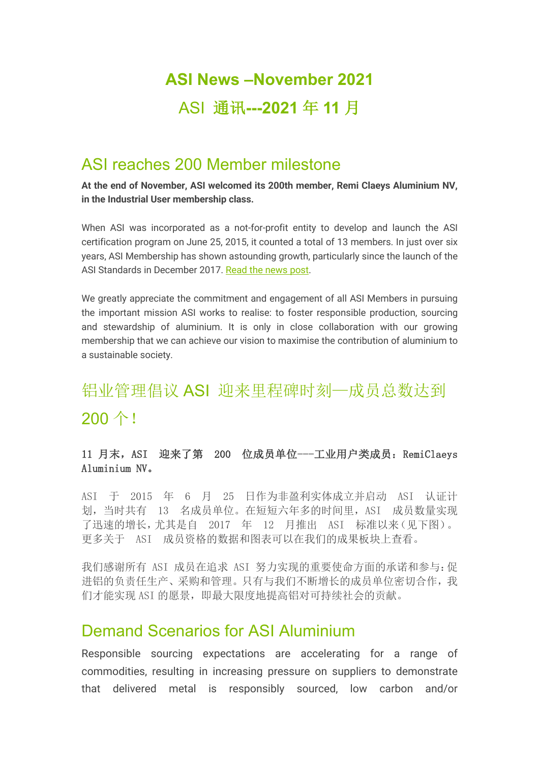# ASI News –November 2021

# ASI 通讯---2021 年 11 月

## ASI reaches 200 Member milestone

**At the end of November, ASI welcomed its 200th member, Remi Claeys Aluminium NV, in the Industrial User membership class.**

When ASI was incorporated as a not-for-profit entity to develop and launch the ASI certification program on June 25, 2015, it counted a total of 13 members. In just over six years, ASI Membership has shown astounding growth, particularly since the launch of the ASI Standards in December 2017. Read the news post.

We greatly appreciate the commitment and engagement of all ASI Members in pursuing the important mission ASI works to realise: to foster responsible production, sourcing and stewardship of aluminium. It is only in close collaboration with our growing membership that we can achieve our vision to maximise the contribution of aluminium to a sustainable society.

## 铝业管理倡议 ASI 迎来里程碑时刻—成员总数达到 200 个！

**11 月末，ASI 迎来了第 200 位成员单位---工业用户类成员：RemiClaeys Aluminium NV。**

ASI 于 2015 年 6 月 25 日作为非盈利实体成立并启动 ASI 认证计划，当时共有 13 名成员单位。在短短六年多的时间里，ASI 成员数量实现了迅速的增长，尤其是自 2017 年 12 月推出 ASI 标准以来（见下图）。更多关于 ASI 成员资格的数据和图表可以在我们的成果板块上查看。

我们感谢所有 ASI 成员在追求 ASI 努力实现的重要使命方面的承诺和参与：促进铝的负责任生产、采购和管理。只有与我们不断增长的成员单位密切合作，我们才能实现 ASI 的愿景，即最大限度地提高铝对可持续社会的贡献。

## Demand Scenarios for ASI Aluminium

Responsible sourcing expectations are accelerating for a range of commodities, resulting in increasing pressure on suppliers to demonstrate that delivered metal is responsibly sourced, low carbon and/or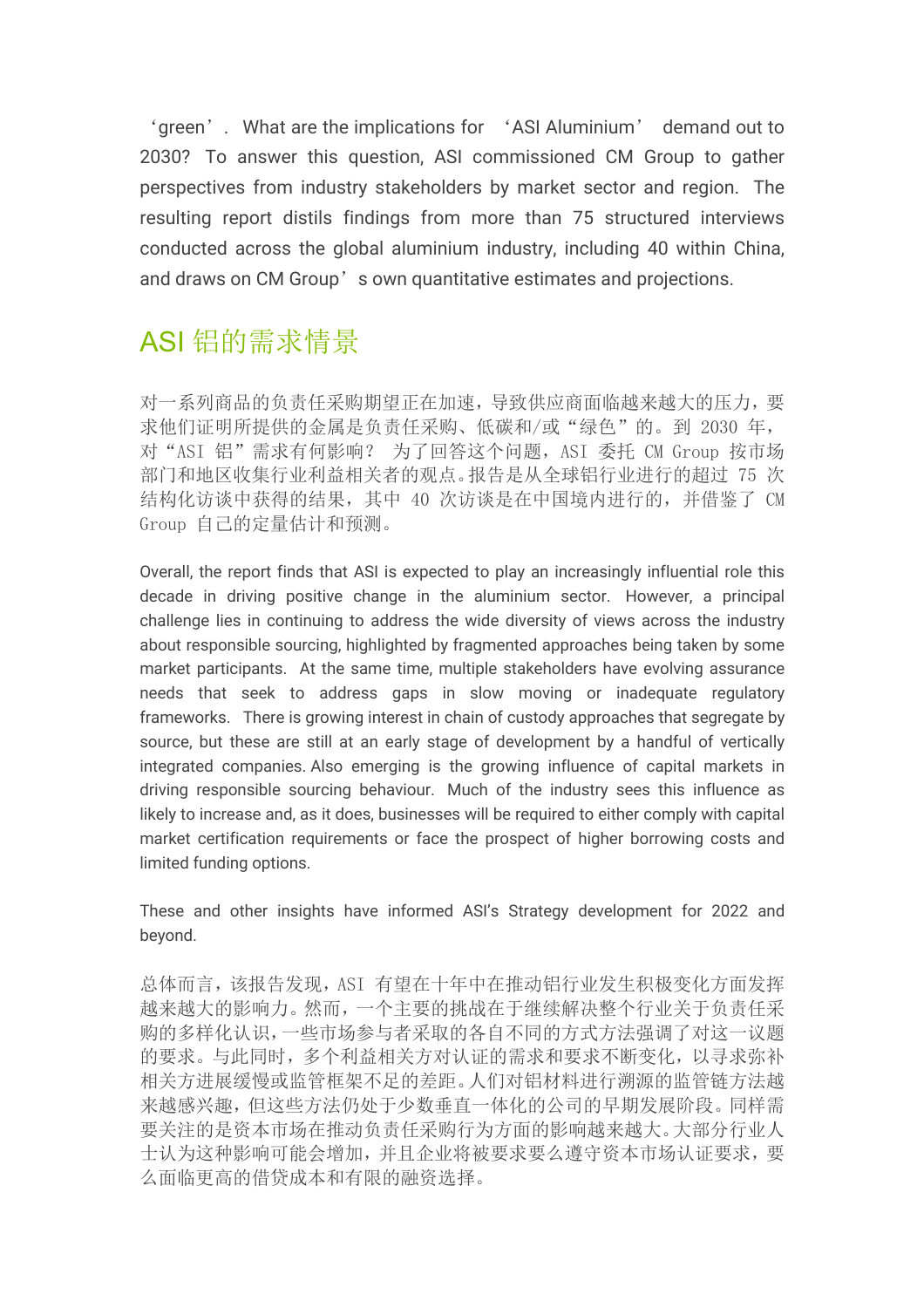'green'. What are the implications for 'ASI Aluminium' demand out to 2030? To answer this question, ASI commissioned CM Group to gather perspectives from industry stakeholders by market sector and region. The resulting report distils findings from more than 75 structured interviews conducted across the global aluminium industry, including 40 within China, and draws on CM Group's own quantitative estimates and projections.

## ASI 铝的需求情景

对一系列商品的负责任采购期望正在加速，导致供应商面临越来越大的压力，要求他们证明所提供的金属是负责任采购、低碳和/或"绿色"的。到 2030 年，对"ASI 铝"需求有何影响？ 为了回答这个问题，ASI 委托 CM Group 按市场部门和地区收集行业利益相关者的观点。报告是从全球铝行业进行的超过 75 次结构化访谈中获得的结果，其中 40 次访谈是在中国境内进行的，并借鉴了 CM Group 自己的定量估计和预测。

Overall, the report finds that ASI is expected to play an increasingly influential role this decade in driving positive change in the aluminium sector. However, a principal challenge lies in continuing to address the wide diversity of views across the industry about responsible sourcing, highlighted by fragmented approaches being taken by some market participants. At the same time, multiple stakeholders have evolving assurance needs that seek to address gaps in slow moving or inadequate regulatory frameworks. There is growing interest in chain of custody approaches that segregate by source, but these are still at an early stage of development by a handful of vertically integrated companies. Also emerging is the growing influence of capital markets in driving responsible sourcing behaviour. Much of the industry sees this influence as likely to increase and, as it does, businesses will be required to either comply with capital market certification requirements or face the prospect of higher borrowing costs and limited funding options.

These and other insights have informed ASI's Strategy development for 2022 and beyond.

总体而言，该报告发现，ASI 有望在十年中在推动铝行业发生积极变化方面发挥越来越大的影响力。然而，一个主要的挑战在于继续解决整个行业关于负责任采购的多样化认识，一些市场参与者采取的各自不同的方式方法强调了对这一议题的要求。与此同时，多个利益相关方对认证的需求和要求不断变化，以寻求弥补相关方进展缓慢或监管框架不足的差距。人们对铝材料进行溯源的监管链方法越来越感兴趣，但这些方法仍处于少数垂直一体化的公司的早期发展阶段。同样需要关注的是资本市场在推动负责任采购行为方面的影响越来越大。大部分行业人士认为这种影响可能会增加，并且企业将被要求要么遵守资本市场认证要求，要么面临更高的借贷成本和有限的融资选择。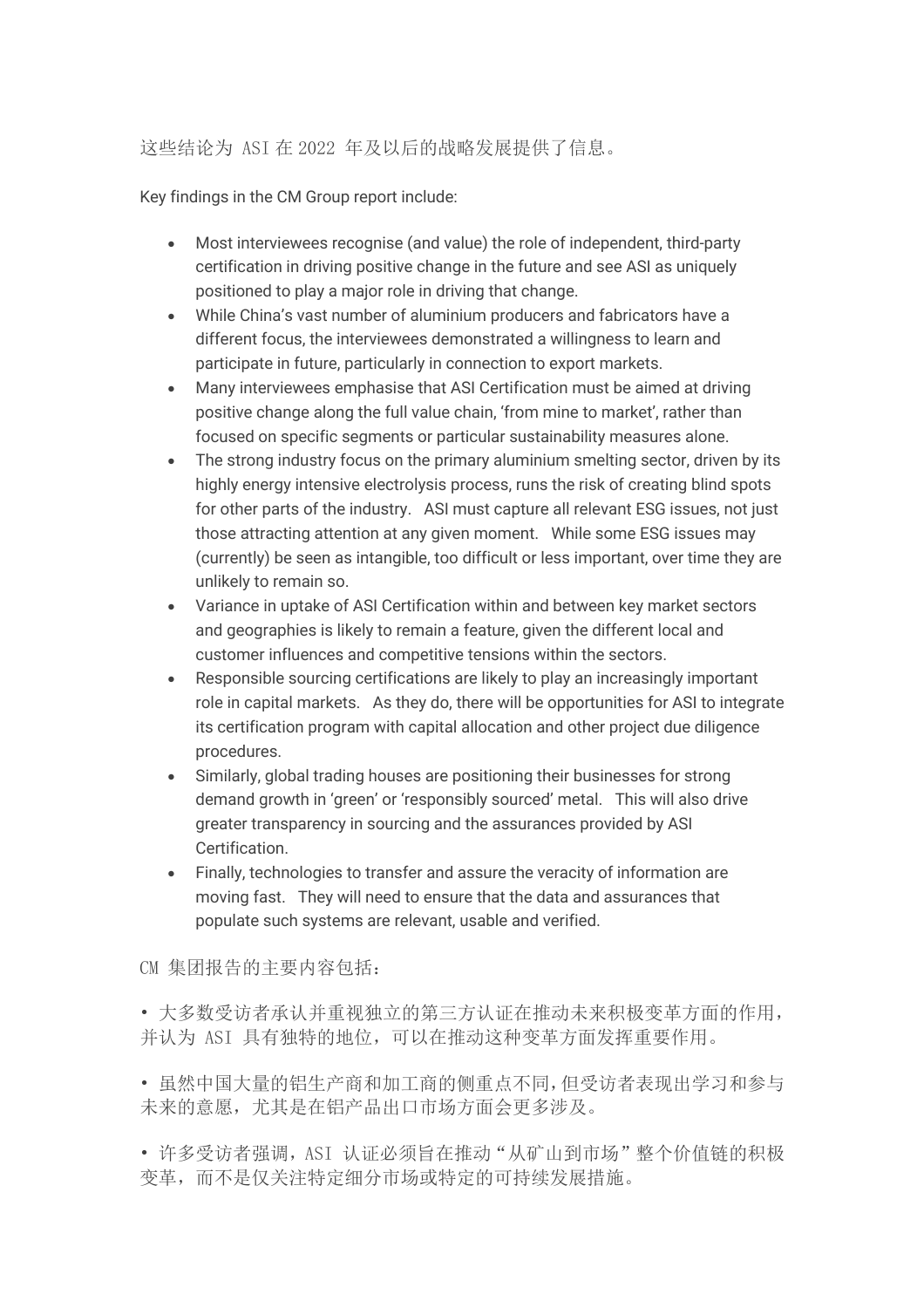这些结论为 ASI 在 2022 年及以后的战略发展提供了信息。

Key findings in the CM Group report include:

- Most interviewees recognise (and value) the role of independent, third-party certification in driving positive change in the future and see ASI as uniquely positioned to play a major role in driving that change.
- While China's vast number of aluminium producers and fabricators have a different focus, the interviewees demonstrated a willingness to learn and participate in future, particularly in connection to export markets.
- Many interviewees emphasise that ASI Certification must be aimed at driving positive change along the full value chain, 'from mine to market', rather than focused on specific segments or particular sustainability measures alone.
- The strong industry focus on the primary aluminium smelting sector, driven by its highly energy intensive electrolysis process, runs the risk of creating blind spots for other parts of the industry. ASI must capture all relevant ESG issues, not just those attracting attention at any given moment. While some ESG issues may (currently) be seen as intangible, too difficult or less important, over time they are unlikely to remain so.
- Variance in uptake of ASI Certification within and between key market sectors and geographies is likely to remain a feature, given the different local and customer influences and competitive tensions within the sectors.
- Responsible sourcing certifications are likely to play an increasingly important role in capital markets. As they do, there will be opportunities for ASI to integrate its certification program with capital allocation and other project due diligence procedures.
- Similarly, global trading houses are positioning their businesses for strong demand growth in 'green' or 'responsibly sourced' metal. This will also drive greater transparency in sourcing and the assurances provided by ASI Certification.
- Finally, technologies to transfer and assure the veracity of information are moving fast. They will need to ensure that the data and assurances that populate such systems are relevant, usable and verified.

CM 集团报告的主要内容包括：

• 大多数受访者承认并重视独立的第三方认证在推动未来积极变革方面的作用，并认为 ASI 具有独特的地位，可以在推动这种变革方面发挥重要作用。

• 虽然中国大量的铝生产商和加工商的侧重点不同，但受访者表现出学习和参与未来的意愿，尤其是在铝产品出口市场方面会更多涉及。

• 许多受访者强调，ASI 认证必须旨在推动“从矿山到市场”整个价值链的积极变革，而不是仅关注特定细分市场或特定的可持续发展措施。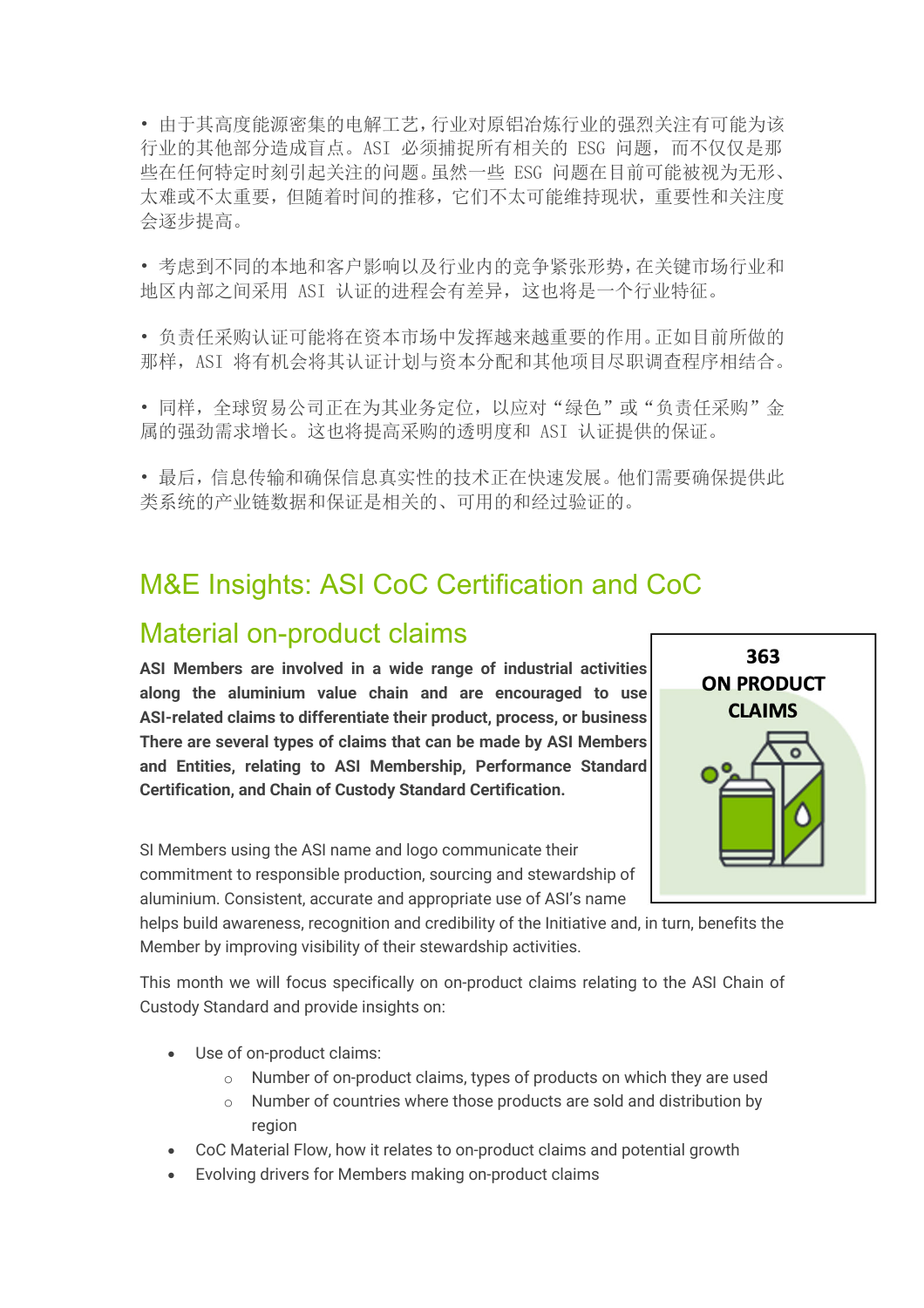- 由于其高度能源密集的电解工艺，行业对原铝冶炼行业的强烈关注有可能为该行业的其他部分造成盲点。ASI 必须捕捉所有相关的 ESG 问题，而不仅仅是那些在任何特定时刻引起关注的问题。虽然一些 ESG 问题在目前可能被视为无形、太难或不太重要，但随着时间的推移，它们不太可能维持现状，重要性和关注度会逐步提高。

- 考虑到不同的本地和客户影响以及行业内的竞争紧张形势，在关键市场行业和地区内部之间采用 ASI 认证的进程会有差异，这也将是一个行业特征。

- 负责任采购认证可能将在资本市场中发挥越来越重要的作用。正如目前所做的那样，ASI 将有机会将其认证计划与资本分配和其他项目尽职调查程序相结合。

- 同样，全球贸易公司正在为其业务定位，以应对“绿色”或“负责任采购”金属的强劲需求增长。这也将提高采购的透明度和 ASI 认证提供的保证。

- 最后，信息传输和确保信息真实性的技术正在快速发展。他们需要确保提供此类系统的产业链数据和保证是相关的、可用的和经过验证的。

## M&E Insights: ASI CoC Certification and CoC Material on-product claims

**363 ON PRODUCT CLAIMS**

**ASI Members are involved in a wide range of industrial activities along the aluminium value chain and are encouraged to use ASI-related claims to differentiate their product, process, or business There are several types of claims that can be made by ASI Members and Entities, relating to ASI Membership, Performance Standard Certification, and Chain of Custody Standard Certification.**

SI Members using the ASI name and logo communicate their commitment to responsible production, sourcing and stewardship of aluminium. Consistent, accurate and appropriate use of ASI's name helps build awareness, recognition and credibility of the Initiative and, in turn, benefits the Member by improving visibility of their stewardship activities.

This month we will focus specifically on on-product claims relating to the ASI Chain of Custody Standard and provide insights on:

- Use of on-product claims:
  - Number of on-product claims, types of products on which they are used
  - Number of countries where those products are sold and distribution by region
- CoC Material Flow, how it relates to on-product claims and potential growth
- Evolving drivers for Members making on-product claims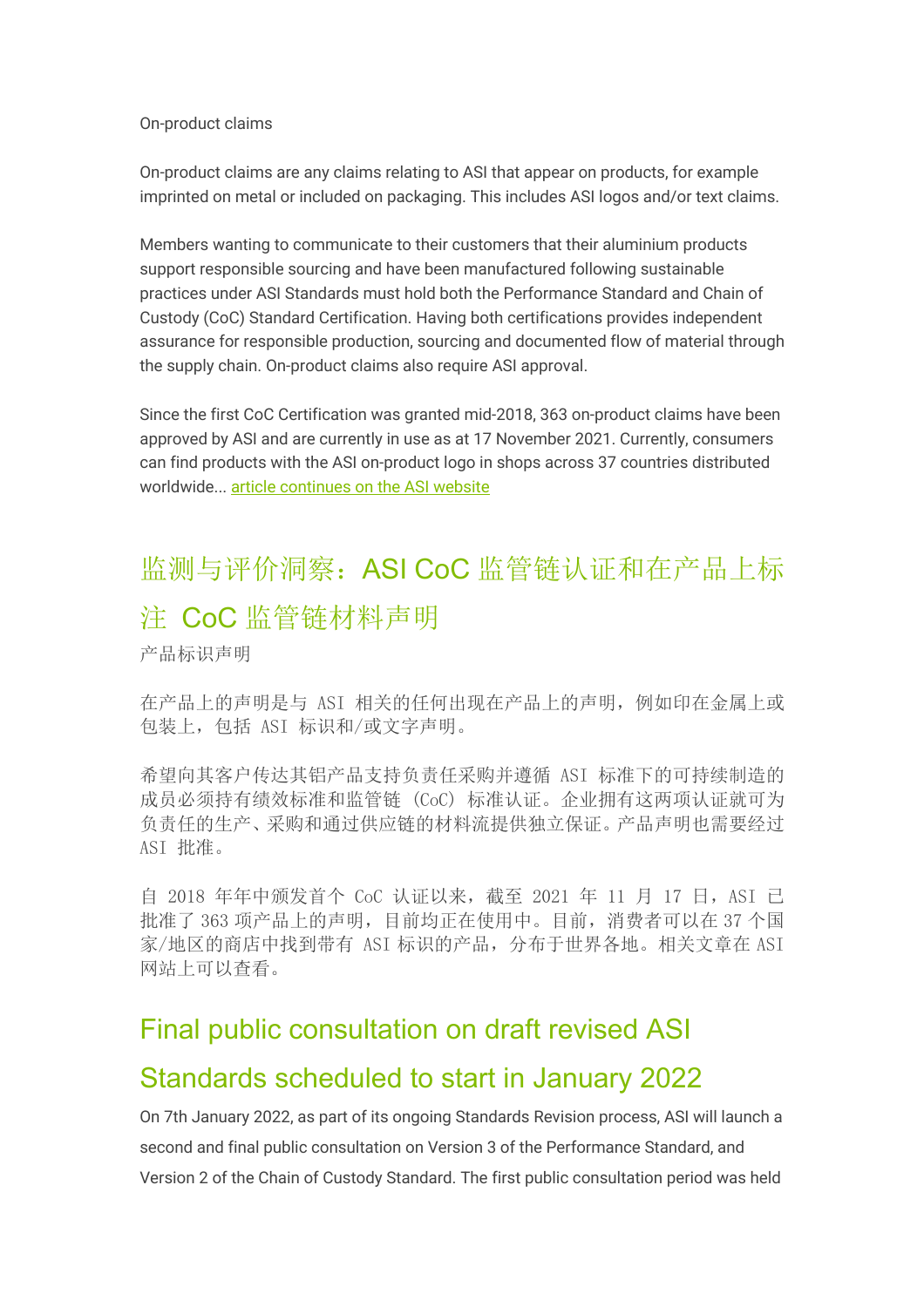On-product claims

On-product claims are any claims relating to ASI that appear on products, for example imprinted on metal or included on packaging. This includes ASI logos and/or text claims.

Members wanting to communicate to their customers that their aluminium products support responsible sourcing and have been manufactured following sustainable practices under ASI Standards must hold both the Performance Standard and Chain of Custody (CoC) Standard Certification. Having both certifications provides independent assurance for responsible production, sourcing and documented flow of material through the supply chain. On-product claims also require ASI approval.

Since the first CoC Certification was granted mid-2018, 363 on-product claims have been approved by ASI and are currently in use as at 17 November 2021. Currently, consumers can find products with the ASI on-product logo in shops across 37 countries distributed worldwide... article continues on the ASI website

## 监测与评价洞察：ASI CoC 监管链认证和在产品上标注 CoC 监管链材料声明

产品标识声明

在产品上的声明是与 ASI 相关的任何出现在产品上的声明，例如印在金属上或包装上，包括 ASI 标识和/或文字声明。

希望向其客户传达其铝产品支持负责任采购并遵循 ASI 标准下的可持续制造的成员必须持有绩效标准和监管链（CoC）标准认证。企业拥有这两项认证就可为负责任的生产、采购和通过供应链的材料流提供独立保证。产品声明也需要经过 ASI 批准。

自 2018 年年中颁发首个 CoC 认证以来，截至 2021 年 11 月 17 日，ASI 已批准了 363 项产品上的声明，目前均正在使用中。目前，消费者可以在 37 个国家/地区的商店中找到带有 ASI 标识的产品，分布于世界各地。相关文章在 ASI 网站上可以查看。

## Final public consultation on draft revised ASI Standards scheduled to start in January 2022

On 7th January 2022, as part of its ongoing Standards Revision process, ASI will launch a second and final public consultation on Version 3 of the Performance Standard, and Version 2 of the Chain of Custody Standard. The first public consultation period was held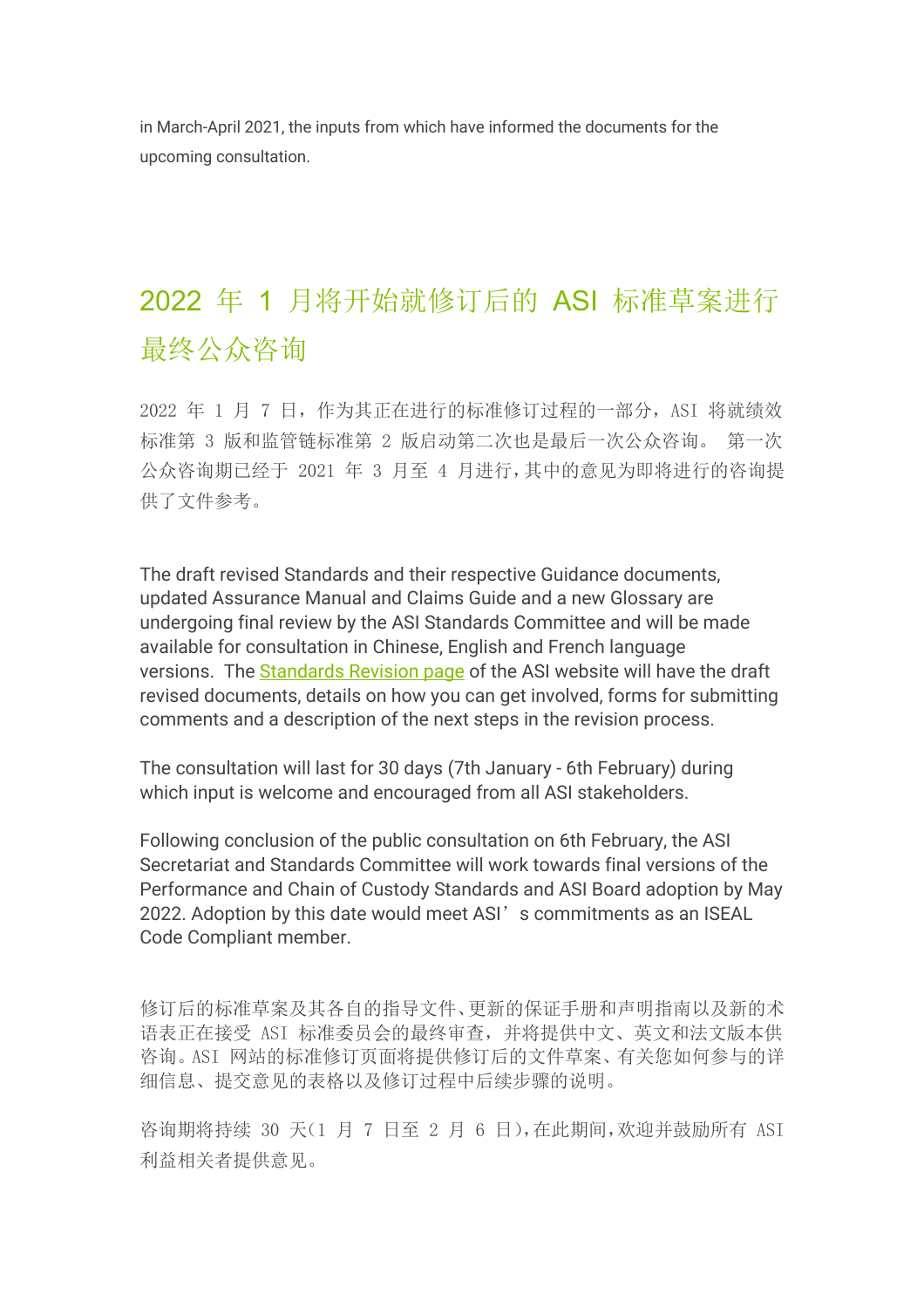in March-April 2021, the inputs from which have informed the documents for the upcoming consultation.

## 2022 年 1 月将开始就修订后的 ASI 标准草案进行最终公众咨询

2022 年 1 月 7 日，作为其正在进行的标准修订过程的一部分，ASI 将就绩效标准第 3 版和监管链标准第 2 版启动第二次也是最后一次公众咨询。 第一次公众咨询期已经于 2021 年 3 月至 4 月进行，其中的意见为即将进行的咨询提供了文件参考。

The draft revised Standards and their respective Guidance documents, updated Assurance Manual and Claims Guide and a new Glossary are undergoing final review by the ASI Standards Committee and will be made available for consultation in Chinese, English and French language versions. The Standards Revision page of the ASI website will have the draft revised documents, details on how you can get involved, forms for submitting comments and a description of the next steps in the revision process.

The consultation will last for 30 days (7th January - 6th February) during which input is welcome and encouraged from all ASI stakeholders.

Following conclusion of the public consultation on 6th February, the ASI Secretariat and Standards Committee will work towards final versions of the Performance and Chain of Custody Standards and ASI Board adoption by May 2022. Adoption by this date would meet ASI's commitments as an ISEAL Code Compliant member.

修订后的标准草案及其各自的指导文件、更新的保证手册和声明指南以及新的术语表正在接受 ASI 标准委员会的最终审查，并将提供中文、英文和法文版本供咨询。ASI 网站的标准修订页面将提供修订后的文件草案、有关您如何参与的详细信息、提交意见的表格以及修订过程中后续步骤的说明。

咨询期将持续 30 天(1 月 7 日至 2 月 6 日)，在此期间，欢迎并鼓励所有 ASI 利益相关者提供意见。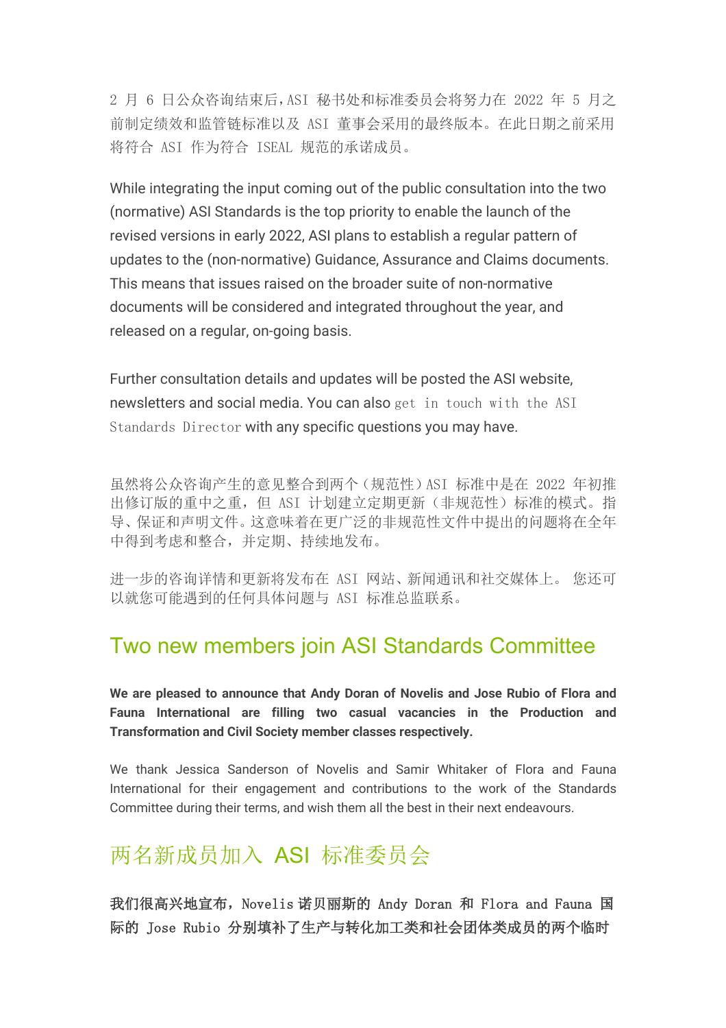2 月 6 日公众咨询结束后，ASI 秘书处和标准委员会将努力在 2022 年 5 月之前制定绩效和监管链标准以及 ASI 董事会采用的最终版本。在此日期之前采用将符合 ASI 作为符合 ISEAL 规范的承诺成员。

While integrating the input coming out of the public consultation into the two (normative) ASI Standards is the top priority to enable the launch of the revised versions in early 2022, ASI plans to establish a regular pattern of updates to the (non-normative) Guidance, Assurance and Claims documents. This means that issues raised on the broader suite of non-normative documents will be considered and integrated throughout the year, and released on a regular, on-going basis.

Further consultation details and updates will be posted the ASI website, newsletters and social media. You can also get in touch with the ASI Standards Director with any specific questions you may have.

虽然将公众咨询产生的意见整合到两个（规范性）ASI 标准中是在 2022 年初推出修订版的重中之重，但 ASI 计划建立定期更新（非规范性）标准的模式。指导、保证和声明文件。这意味着在更广泛的非规范性文件中提出的问题将在全年中得到考虑和整合，并定期、持续地发布。

进一步的咨询详情和更新将发布在 ASI 网站、新闻通讯和社交媒体上。 您还可以就您可能遇到的任何具体问题与 ASI 标准总监联系。

## Two new members join ASI Standards Committee

**We are pleased to announce that Andy Doran of Novelis and Jose Rubio of Flora and Fauna International are filling two casual vacancies in the Production and Transformation and Civil Society member classes respectively.**

We thank Jessica Sanderson of Novelis and Samir Whitaker of Flora and Fauna International for their engagement and contributions to the work of the Standards Committee during their terms, and wish them all the best in their next endeavours.

## 两名新成员加入 ASI 标准委员会

**我们很高兴地宣布，Novelis 诺贝丽斯的 Andy Doran 和 Flora and Fauna 国际的 Jose Rubio 分别填补了生产与转化加工类和社会团体类成员的两个临时**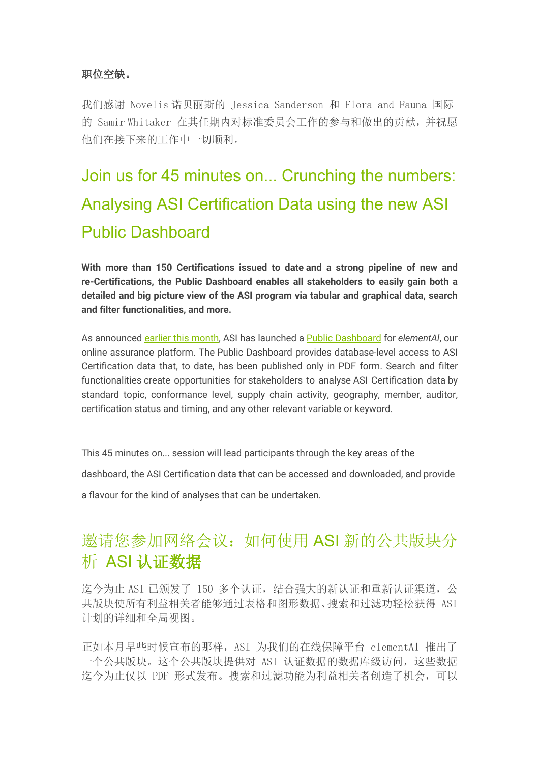**职位空缺。**

我们感谢 Novelis 诺贝丽斯的 Jessica Sanderson 和 Flora and Fauna 国际的 Samir Whitaker 在其任期内对标准委员会工作的参与和做出的贡献，并祝愿他们在接下来的工作中一切顺利。

## Join us for 45 minutes on... Crunching the numbers: Analysing ASI Certification Data using the new ASI Public Dashboard

**With more than 150 Certifications issued to date and a strong pipeline of new and re-Certifications, the Public Dashboard enables all stakeholders to easily gain both a detailed and big picture view of the ASI program via tabular and graphical data, search and filter functionalities, and more.**

As announced earlier this month, ASI has launched a Public Dashboard for *elementAl*, our online assurance platform. The Public Dashboard provides database-level access to ASI Certification data that, to date, has been published only in PDF form. Search and filter functionalities create opportunities for stakeholders to analyse ASI Certification data by standard topic, conformance level, supply chain activity, geography, member, auditor, certification status and timing, and any other relevant variable or keyword.

This 45 minutes on... session will lead participants through the key areas of the dashboard, the ASI Certification data that can be accessed and downloaded, and provide a flavour for the kind of analyses that can be undertaken.

## 邀请您参加网络会议：如何使用 ASI 新的公共版块分析 ASI 认证数据

迄今为止 ASI 已颁发了 150 多个认证，结合强大的新认证和重新认证渠道，公共版块使所有利益相关者能够通过表格和图形数据、搜索和过滤功能轻松获得 ASI 计划的详细和全局视图。

正如本月早些时候宣布的那样，ASI 为我们的在线保障平台 elementAl 推出了一个公共版块。这个公共版块提供对 ASI 认证数据的数据库级访问，这些数据迄今为止仅以 PDF 形式发布。搜索和过滤功能为利益相关者创造了机会，可以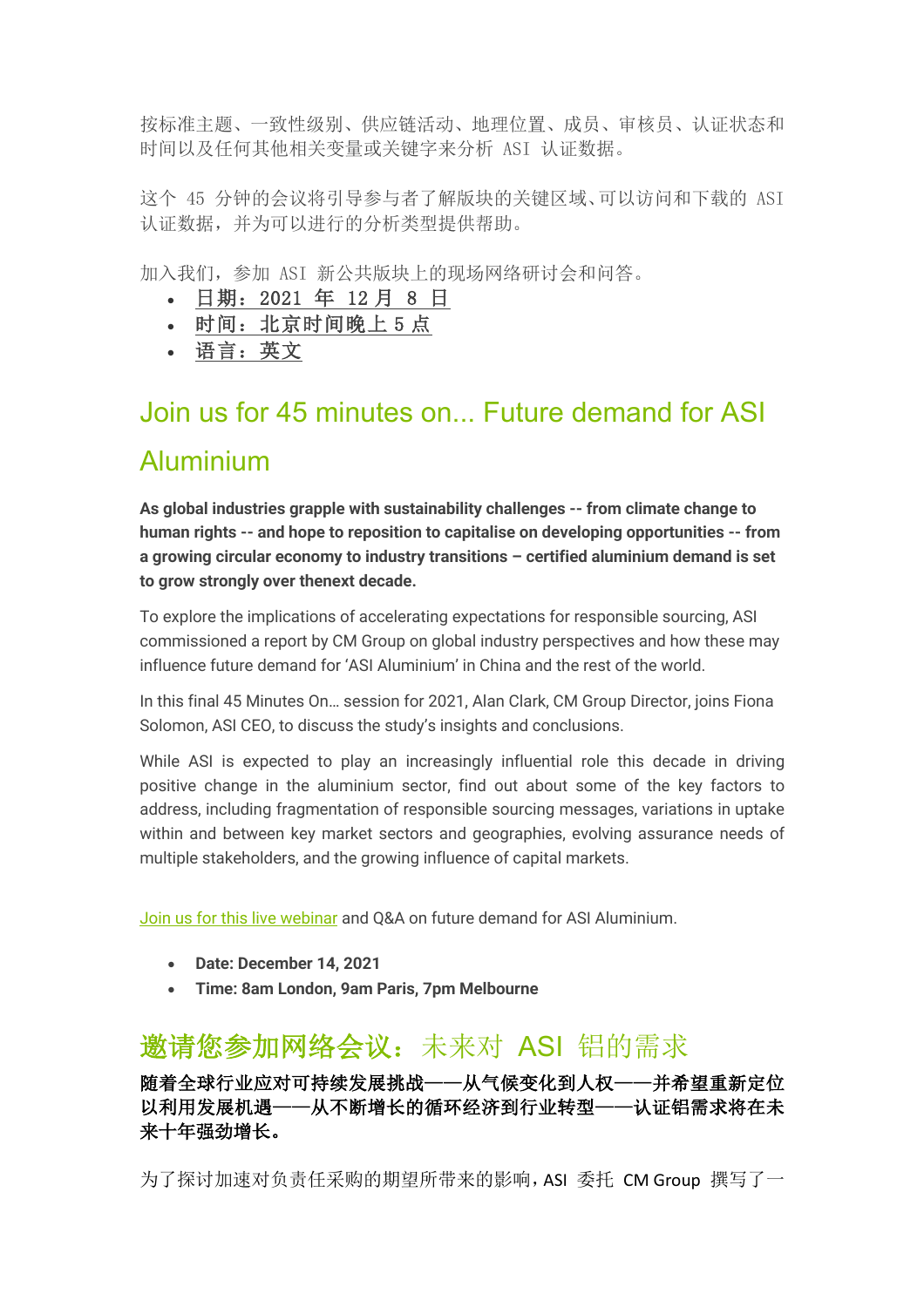按标准主题、一致性级别、供应链活动、地理位置、成员、审核员、认证状态和时间以及任何其他相关变量或关键字来分析 ASI 认证数据。

这个 45 分钟的会议将引导参与者了解版块的关键区域、可以访问和下载的 ASI 认证数据，并为可以进行的分析类型提供帮助。

加入我们，参加 ASI 新公共版块上的现场网络研讨会和问答。

- 日期：2021 年 12 月 8 日
- 时间：北京时间晚上 5 点
- 语言：英文

## Join us for 45 minutes on... Future demand for ASI Aluminium

**As global industries grapple with sustainability challenges -- from climate change to human rights -- and hope to reposition to capitalise on developing opportunities -- from a growing circular economy to industry transitions – certified aluminium demand is set to grow strongly over thenext decade.**

To explore the implications of accelerating expectations for responsible sourcing, ASI commissioned a report by CM Group on global industry perspectives and how these may influence future demand for 'ASI Aluminium' in China and the rest of the world.

In this final 45 Minutes On… session for 2021, Alan Clark, CM Group Director, joins Fiona Solomon, ASI CEO, to discuss the study's insights and conclusions.

While ASI is expected to play an increasingly influential role this decade in driving positive change in the aluminium sector, find out about some of the key factors to address, including fragmentation of responsible sourcing messages, variations in uptake within and between key market sectors and geographies, evolving assurance needs of multiple stakeholders, and the growing influence of capital markets.

Join us for this live webinar and Q&A on future demand for ASI Aluminium.

- **Date: December 14, 2021**
- **Time: 8am London, 9am Paris, 7pm Melbourne**

## 邀请您参加网络会议：未来对 ASI 铝的需求

**随着全球行业应对可持续发展挑战——从气候变化到人权——并希望重新定位以利用发展机遇——从不断增长的循环经济到行业转型——认证铝需求将在未来十年强劲增长。**

为了探讨加速对负责任采购的期望所带来的影响，ASI 委托 CM Group 撰写了一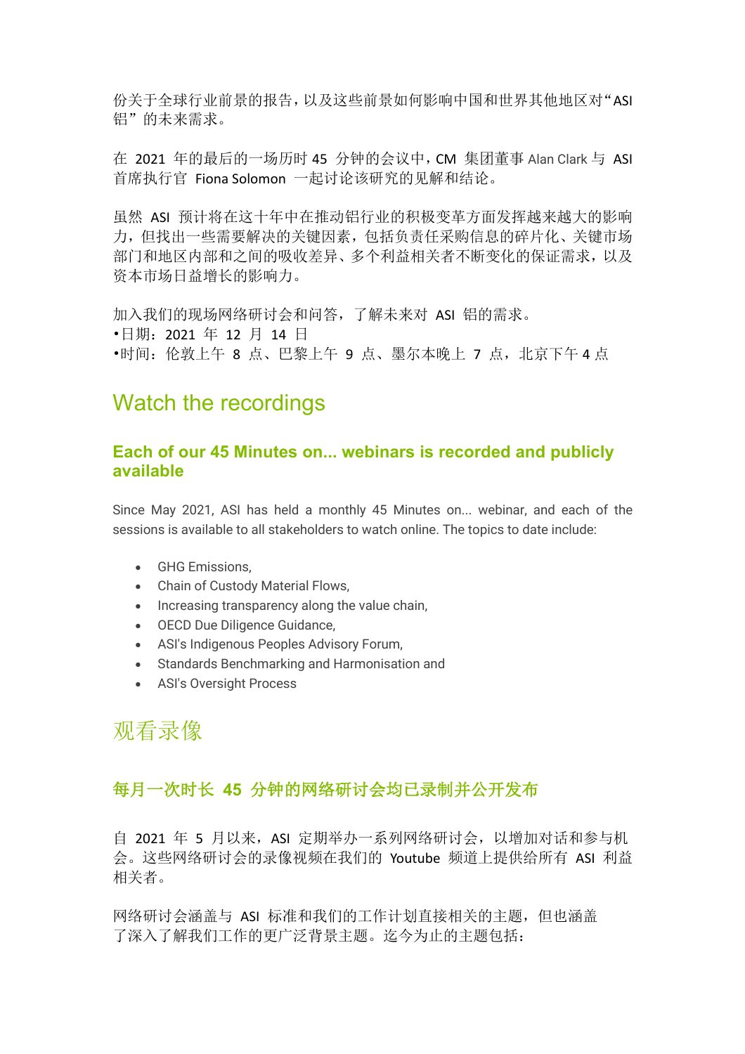份关于全球行业前景的报告，以及这些前景如何影响中国和世界其他地区对"ASI 铝"的未来需求。

在 2021 年的最后的一场历时 45 分钟的会议中，CM 集团董事 Alan Clark 与 ASI 首席执行官 Fiona Solomon 一起讨论该研究的见解和结论。

虽然 ASI 预计将在这十年中在推动铝行业的积极变革方面发挥越来越大的影响力，但找出一些需要解决的关键因素，包括负责任采购信息的碎片化、关键市场部门和地区内部和之间的吸收差异、多个利益相关者不断变化的保证需求，以及资本市场日益增长的影响力。

加入我们的现场网络研讨会和问答，了解未来对 ASI 铝的需求。
•日期：2021 年 12 月 14 日
•时间：伦敦上午 8 点、巴黎上午 9 点、墨尔本晚上 7 点，北京下午 4 点

# Watch the recordings

### Each of our 45 Minutes on... webinars is recorded and publicly available

Since May 2021, ASI has held a monthly 45 Minutes on... webinar, and each of the sessions is available to all stakeholders to watch online. The topics to date include:

- GHG Emissions,
- Chain of Custody Material Flows,
- Increasing transparency along the value chain,
- OECD Due Diligence Guidance,
- ASI's Indigenous Peoples Advisory Forum,
- Standards Benchmarking and Harmonisation and
- ASI's Oversight Process

# 观看录像

### 每月一次时长 45 分钟的网络研讨会均已录制并公开发布

自 2021 年 5 月以来，ASI 定期举办一系列网络研讨会，以增加对话和参与机会。这些网络研讨会的录像视频在我们的 Youtube 频道上提供给所有 ASI 利益相关者。

网络研讨会涵盖与 ASI 标准和我们的工作计划直接相关的主题，但也涵盖了深入了解我们工作的更广泛背景主题。迄今为止的主题包括：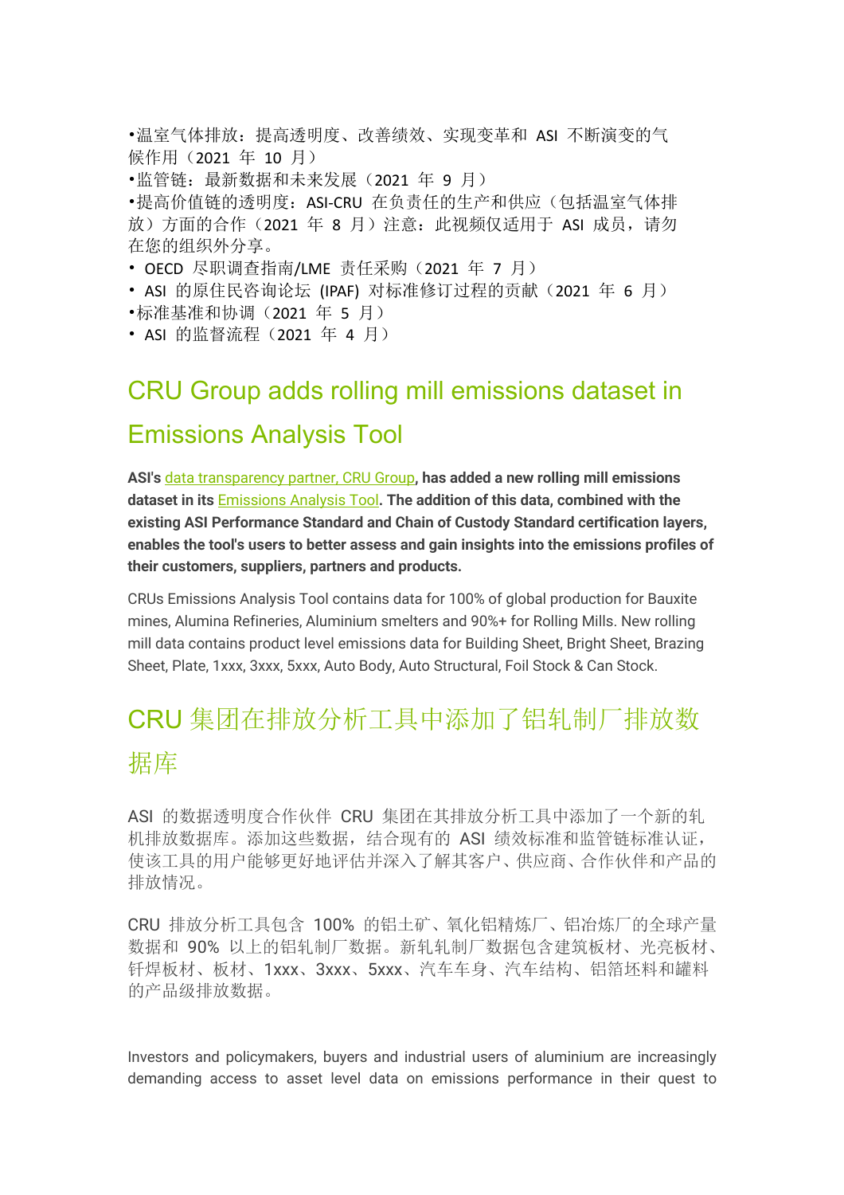•温室气体排放：提高透明度、改善绩效、实现变革和 ASI 不断演变的气候作用（2021 年 10 月）
•监管链：最新数据和未来发展（2021 年 9 月）
•提高价值链的透明度：ASI-CRU 在负责任的生产和供应（包括温室气体排放）方面的合作（2021 年 8 月）注意：此视频仅适用于 ASI 成员，请勿在您的组织外分享。
• OECD 尽职调查指南/LME 责任采购（2021 年 7 月）
• ASI 的原住民咨询论坛 (IPAF) 对标准修订过程的贡献（2021 年 6 月）
•标准基准和协调（2021 年 5 月）
• ASI 的监督流程（2021 年 4 月）

## CRU Group adds rolling mill emissions dataset in Emissions Analysis Tool

**ASI's data transparency partner, CRU Group, has added a new rolling mill emissions dataset in its Emissions Analysis Tool. The addition of this data, combined with the existing ASI Performance Standard and Chain of Custody Standard certification layers, enables the tool's users to better assess and gain insights into the emissions profiles of their customers, suppliers, partners and products.**

CRUs Emissions Analysis Tool contains data for 100% of global production for Bauxite mines, Alumina Refineries, Aluminium smelters and 90%+ for Rolling Mills. New rolling mill data contains product level emissions data for Building Sheet, Bright Sheet, Brazing Sheet, Plate, 1xxx, 3xxx, 5xxx, Auto Body, Auto Structural, Foil Stock & Can Stock.

## CRU 集团在排放分析工具中添加了铝轧制厂排放数据库

ASI 的数据透明度合作伙伴 CRU 集团在其排放分析工具中添加了一个新的轧机排放数据库。添加这些数据，结合现有的 ASI 绩效标准和监管链标准认证，使该工具的用户能够更好地评估并深入了解其客户、供应商、合作伙伴和产品的排放情况。

CRU 排放分析工具包含 100% 的铝土矿、氧化铝精炼厂、铝冶炼厂的全球产量数据和 90% 以上的铝轧制厂数据。新轧轧制厂数据包含建筑板材、光亮板材、钎焊板材、板材、1xxx、3xxx、5xxx、汽车车身、汽车结构、铝箔坯料和罐料的产品级排放数据。

Investors and policymakers, buyers and industrial users of aluminium are increasingly demanding access to asset level data on emissions performance in their quest to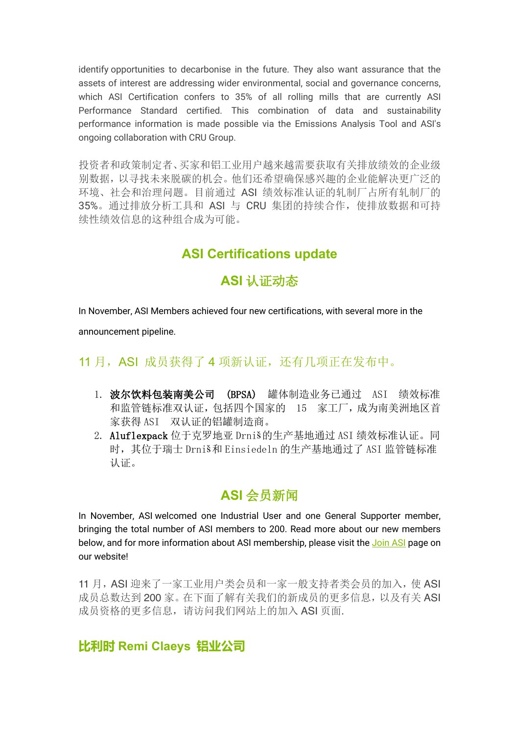identify opportunities to decarbonise in the future. They also want assurance that the assets of interest are addressing wider environmental, social and governance concerns, which ASI Certification confers to 35% of all rolling mills that are currently ASI Performance Standard certified. This combination of data and sustainability performance information is made possible via the Emissions Analysis Tool and ASI's ongoing collaboration with CRU Group.

投资者和政策制定者、买家和铝工业用户越来越需要获取有关排放绩效的企业级别数据，以寻找未来脱碳的机会。他们还希望确保感兴趣的企业能解决更广泛的环境、社会和治理问题。目前通过 ASI 绩效标准认证的轧制厂占所有轧制厂的35%。通过排放分析工具和 ASI 与 CRU 集团的持续合作，使排放数据和可持续性绩效信息的这种组合成为可能。

## ASI Certifications update

## ASI 认证动态

In November, ASI Members achieved four new certifications, with several more in the announcement pipeline.

### 11 月，ASI 成员获得了 4 项新认证，还有几项正在发布中。

1. **波尔饮料包装南美公司 （BPSA）** 罐体制造业务已通过 ASI 绩效标准和监管链标准双认证，包括四个国家的 15 家工厂，成为南美洲地区首家获得 ASI 双认证的铝罐制造商。
2. **Aluflexpack** 位于克罗地亚 Drniš的生产基地通过 ASI 绩效标准认证。同时，其位于瑞士 Drniš和 Einsiedeln 的生产基地通过了 ASI 监管链标准认证。

## ASI 会员新闻

In November, ASI welcomed one Industrial User and one General Supporter member, bringing the total number of ASI members to 200. Read more about our new members below, and for more information about ASI membership, please visit the Join ASI page on our website!

11 月，ASI 迎来了一家工业用户类会员和一家一般支持者类会员的加入，使 ASI 成员总数达到 200 家。在下面了解有关我们的新成员的更多信息，以及有关 ASI 成员资格的更多信息，请访问我们网站上的加入 ASI 页面.

### 比利时 Remi Claeys 铝业公司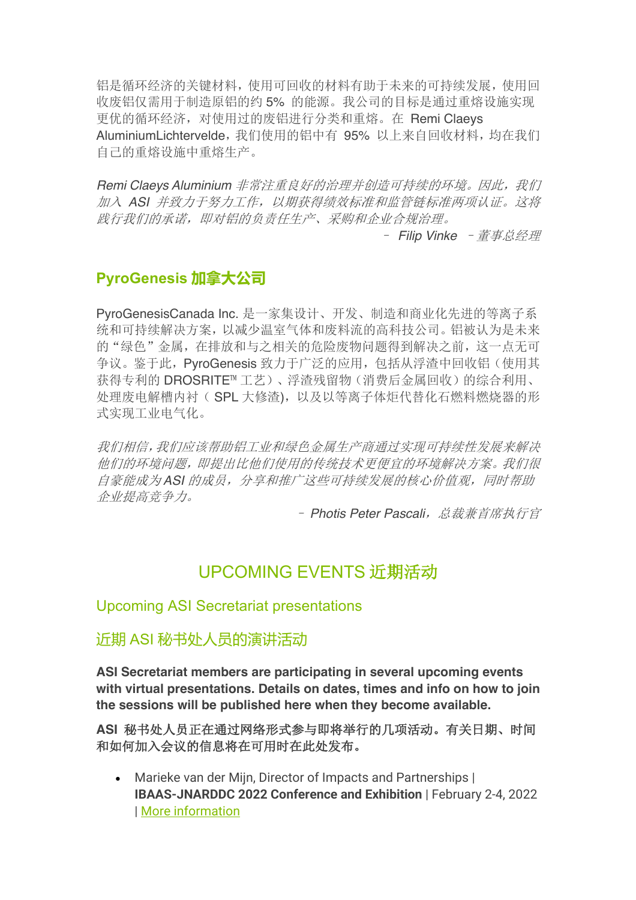铝是循环经济的关键材料，使用可回收的材料有助于未来的可持续发展，使用回收废铝仅需用于制造原铝的约 5% 的能源。我公司的目标是通过重熔设施实现更优的循环经济，对使用过的废铝进行分类和重熔。在 Remi Claeys AluminiumLichtervelde，我们使用的铝中有 95% 以上来自回收材料，均在我们自己的重熔设施中重熔生产。

*Remi Claeys Aluminium 非常注重良好的治理并创造可持续的环境。因此，我们加入 ASI 并致力于努力工作，以期获得绩效标准和监管链标准两项认证。这将践行我们的承诺，即对铝的负责任生产、采购和企业合规治理。*

*– Filip Vinke –董事总经理*

## PyroGenesis 加拿大公司

PyroGenesisCanada Inc. 是一家集设计、开发、制造和商业化先进的等离子系统和可持续解决方案，以减少温室气体和废料流的高科技公司。铝被认为是未来的"绿色"金属，在排放和与之相关的危险废物问题得到解决之前，这一点无可争议。鉴于此，PyroGenesis 致力于广泛的应用，包括从浮渣中回收铝（使用其获得专利的 DROSRITE™ 工艺）、浮渣残留物（消费后金属回收）的综合利用、处理废电解槽内衬（ SPL 大修渣)，以及以等离子体炬代替化石燃料燃烧器的形式实现工业电气化。

*我们相信，我们应该帮助铝工业和绿色金属生产商通过实现可持续性发展来解决他们的环境问题，即提出比他们使用的传统技术更便宜的环境解决方案。我们很自豪能成为 ASI 的成员，分享和推广这些可持续发展的核心价值观，同时帮助企业提高竞争力。*

*– Photis Peter Pascali，总裁兼首席执行官*

# UPCOMING EVENTS 近期活动

## Upcoming ASI Secretariat presentations

## 近期 ASI 秘书处人员的演讲活动

**ASI Secretariat members are participating in several upcoming events with virtual presentations. Details on dates, times and info on how to join the sessions will be published here when they become available.**

**ASI 秘书处人员正在通过网络形式参与即将举行的几项活动。有关日期、时间和如何加入会议的信息将在可用时在此处发布。**

- Marieke van der Mijn, Director of Impacts and Partnerships | **IBAAS-JNARDDC 2022 Conference and Exhibition** | February 2-4, 2022 | More information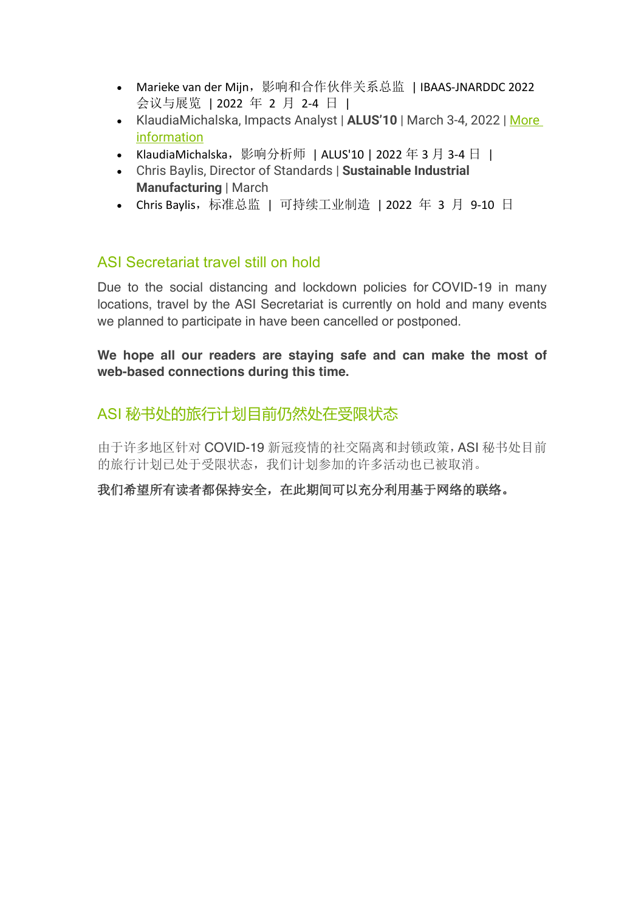- Marieke van der Mijn，影响和合作伙伴关系总监 | IBAAS-JNARDDC 2022 会议与展览 | 2022 年 2 月 2-4 日 |
- KlaudiaMichalska, Impacts Analyst | **ALUS'10** | March 3-4, 2022 | More information
- KlaudiaMichalska，影响分析师 | ALUS'10 | 2022 年 3 月 3-4 日 |
- Chris Baylis, Director of Standards | **Sustainable Industrial Manufacturing** | March
- Chris Baylis，标准总监 | 可持续工业制造 | 2022 年 3 月 9-10 日

## ASI Secretariat travel still on hold

Due to the social distancing and lockdown policies for COVID-19 in many locations, travel by the ASI Secretariat is currently on hold and many events we planned to participate in have been cancelled or postponed.

**We hope all our readers are staying safe and can make the most of web-based connections during this time.**

## ASI 秘书处的旅行计划目前仍然处在受限状态

由于许多地区针对 COVID-19 新冠疫情的社交隔离和封锁政策，ASI 秘书处目前的旅行计划已处于受限状态，我们计划参加的许多活动也已被取消。

**我们希望所有读者都保持安全，在此期间可以充分利用基于网络的联络。**